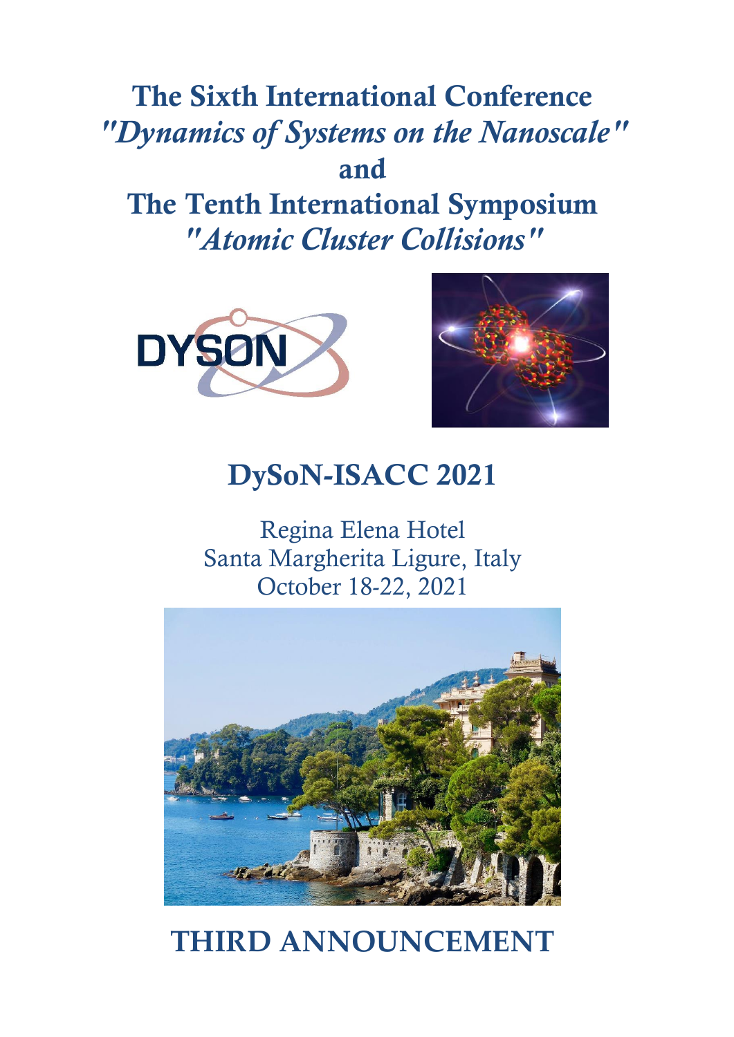# The Sixth International Conference

## *"Dynamics of Systems on the Nanoscale"*

## and

# The Tenth International Symposium

## *"Atomic Cluster Collisions"*

# DySoN-ISACC 2021

Regina Elena Hotel
Santa Margherita Ligure, Italy
October 18-22, 2021

# THIRD ANNOUNCEMENT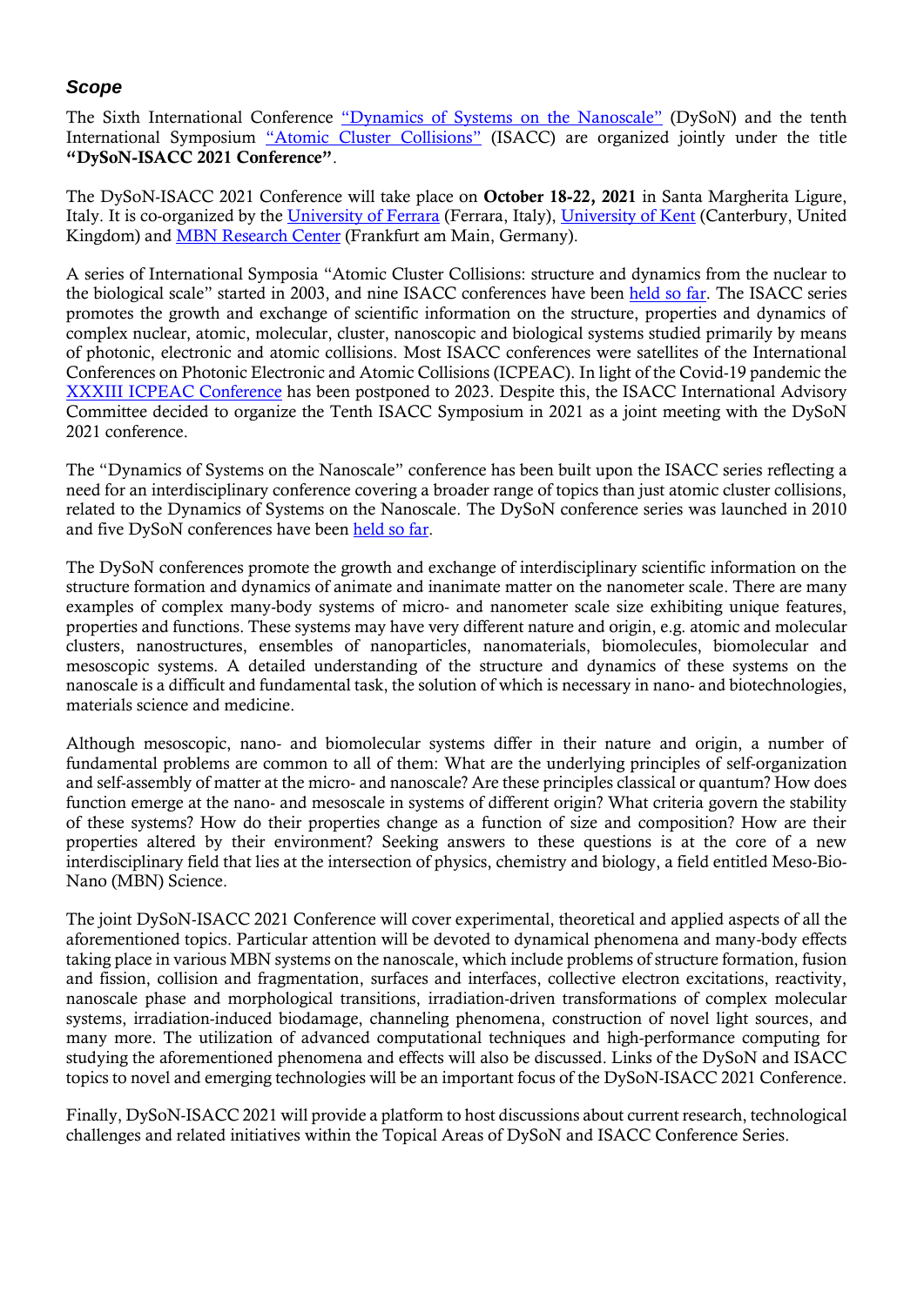### *Scope*

The Sixth International Conference "Dynamics of Systems on the Nanoscale" (DySoN) and the tenth International Symposium "Atomic Cluster Collisions" (ISACC) are organized jointly under the title **"DySoN-ISACC 2021 Conference"**.

The DySoN-ISACC 2021 Conference will take place on **October 18-22, 2021** in Santa Margherita Ligure, Italy. It is co-organized by the University of Ferrara (Ferrara, Italy), University of Kent (Canterbury, United Kingdom) and MBN Research Center (Frankfurt am Main, Germany).

A series of International Symposia "Atomic Cluster Collisions: structure and dynamics from the nuclear to the biological scale" started in 2003, and nine ISACC conferences have been held so far. The ISACC series promotes the growth and exchange of scientific information on the structure, properties and dynamics of complex nuclear, atomic, molecular, cluster, nanoscopic and biological systems studied primarily by means of photonic, electronic and atomic collisions. Most ISACC conferences were satellites of the International Conferences on Photonic Electronic and Atomic Collisions (ICPEAC). In light of the Covid-19 pandemic the XXXIII ICPEAC Conference has been postponed to 2023. Despite this, the ISACC International Advisory Committee decided to organize the Tenth ISACC Symposium in 2021 as a joint meeting with the DySoN 2021 conference.

The "Dynamics of Systems on the Nanoscale" conference has been built upon the ISACC series reflecting a need for an interdisciplinary conference covering a broader range of topics than just atomic cluster collisions, related to the Dynamics of Systems on the Nanoscale. The DySoN conference series was launched in 2010 and five DySoN conferences have been held so far.

The DySoN conferences promote the growth and exchange of interdisciplinary scientific information on the structure formation and dynamics of animate and inanimate matter on the nanometer scale. There are many examples of complex many-body systems of micro- and nanometer scale size exhibiting unique features, properties and functions. These systems may have very different nature and origin, e.g. atomic and molecular clusters, nanostructures, ensembles of nanoparticles, nanomaterials, biomolecules, biomolecular and mesoscopic systems. A detailed understanding of the structure and dynamics of these systems on the nanoscale is a difficult and fundamental task, the solution of which is necessary in nano- and biotechnologies, materials science and medicine.

Although mesoscopic, nano- and biomolecular systems differ in their nature and origin, a number of fundamental problems are common to all of them: What are the underlying principles of self-organization and self-assembly of matter at the micro- and nanoscale? Are these principles classical or quantum? How does function emerge at the nano- and mesoscale in systems of different origin? What criteria govern the stability of these systems? How do their properties change as a function of size and composition? How are their properties altered by their environment? Seeking answers to these questions is at the core of a new interdisciplinary field that lies at the intersection of physics, chemistry and biology, a field entitled Meso-Bio-Nano (MBN) Science.

The joint DySoN-ISACC 2021 Conference will cover experimental, theoretical and applied aspects of all the aforementioned topics. Particular attention will be devoted to dynamical phenomena and many-body effects taking place in various MBN systems on the nanoscale, which include problems of structure formation, fusion and fission, collision and fragmentation, surfaces and interfaces, collective electron excitations, reactivity, nanoscale phase and morphological transitions, irradiation-driven transformations of complex molecular systems, irradiation-induced biodamage, channeling phenomena, construction of novel light sources, and many more. The utilization of advanced computational techniques and high-performance computing for studying the aforementioned phenomena and effects will also be discussed. Links of the DySoN and ISACC topics to novel and emerging technologies will be an important focus of the DySoN-ISACC 2021 Conference.

Finally, DySoN-ISACC 2021 will provide a platform to host discussions about current research, technological challenges and related initiatives within the Topical Areas of DySoN and ISACC Conference Series.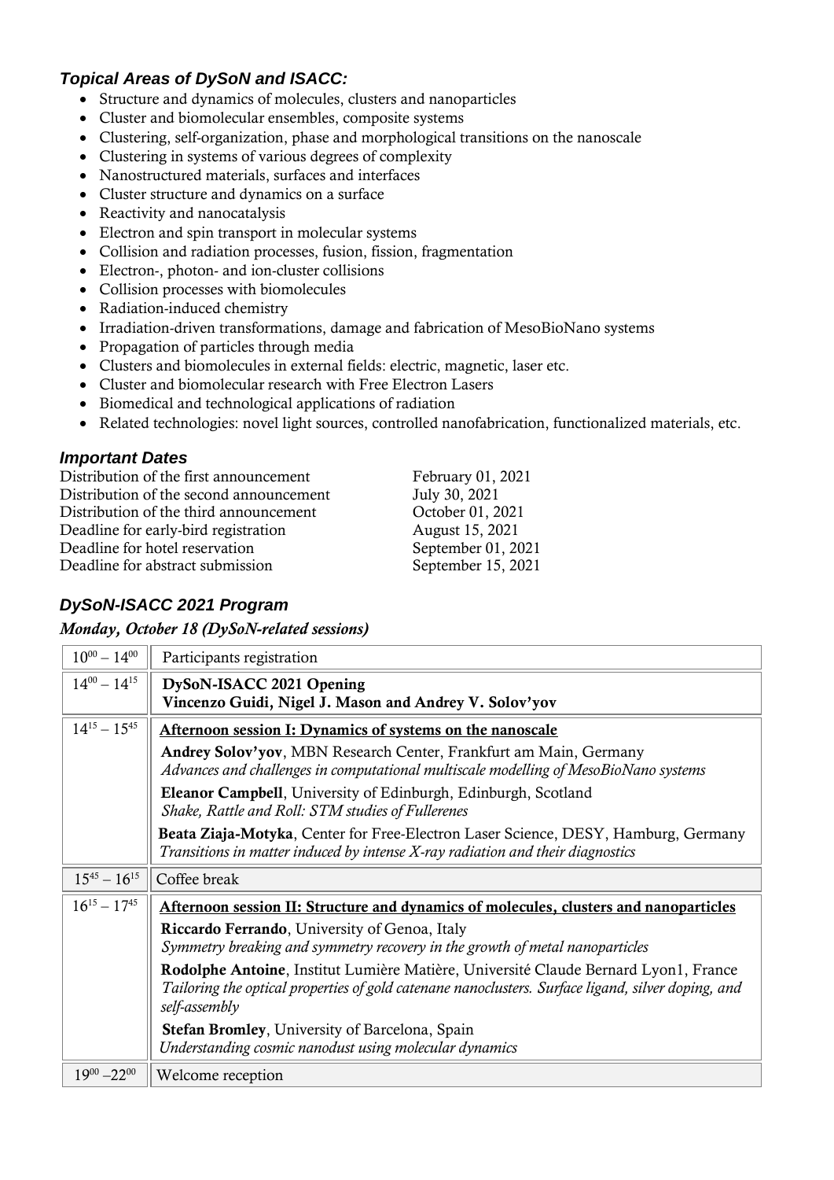### *Topical Areas of DySoN and ISACC:*

- Structure and dynamics of molecules, clusters and nanoparticles
- Cluster and biomolecular ensembles, composite systems
- Clustering, self-organization, phase and morphological transitions on the nanoscale
- Clustering in systems of various degrees of complexity
- Nanostructured materials, surfaces and interfaces
- Cluster structure and dynamics on a surface
- Reactivity and nanocatalysis
- Electron and spin transport in molecular systems
- Collision and radiation processes, fusion, fission, fragmentation
- Electron-, photon- and ion-cluster collisions
- Collision processes with biomolecules
- Radiation-induced chemistry
- Irradiation-driven transformations, damage and fabrication of MesoBioNano systems
- Propagation of particles through media
- Clusters and biomolecules in external fields: electric, magnetic, laser etc.
- Cluster and biomolecular research with Free Electron Lasers
- Biomedical and technological applications of radiation
- Related technologies: novel light sources, controlled nanofabrication, functionalized materials, etc.

### *Important Dates*

| | |
|---|---|
| Distribution of the first announcement | February 01, 2021 |
| Distribution of the second announcement | July 30, 2021 |
| Distribution of the third announcement | October 01, 2021 |
| Deadline for early-bird registration | August 15, 2021 |
| Deadline for hotel reservation | September 01, 2021 |
| Deadline for abstract submission | September 15, 2021 |

### *DySoN-ISACC 2021 Program*

#### *Monday, October 18 (DySoN-related sessions)*

| Time | Event |
|---|---|
| $10^{00} – 14^{00}$ | Participants registration |
| $14^{00} – 14^{15}$ | **DySoN-ISACC 2021 Opening**<br>**Vincenzo Guidi, Nigel J. Mason and Andrey V. Solov'yov** |
| $14^{15} – 15^{45}$ | **Afternoon session I: Dynamics of systems on the nanoscale**<br>**Andrey Solov'yov**, MBN Research Center, Frankfurt am Main, Germany<br>*Advances and challenges in computational multiscale modelling of MesoBioNano systems*<br>**Eleanor Campbell**, University of Edinburgh, Edinburgh, Scotland<br>*Shake, Rattle and Roll: STM studies of Fullerenes*<br>**Beata Ziaja-Motyka**, Center for Free-Electron Laser Science, DESY, Hamburg, Germany<br>*Transitions in matter induced by intense X-ray radiation and their diagnostics* |
| $15^{45} – 16^{15}$ | Coffee break |
| $16^{15} – 17^{45}$ | **Afternoon session II: Structure and dynamics of molecules, clusters and nanoparticles**<br>**Riccardo Ferrando**, University of Genoa, Italy<br>*Symmetry breaking and symmetry recovery in the growth of metal nanoparticles*<br>**Rodolphe Antoine**, Institut Lumière Matière, Université Claude Bernard Lyon1, France<br>*Tailoring the optical properties of gold catenane nanoclusters. Surface ligand, silver doping, and self-assembly*<br>**Stefan Bromley**, University of Barcelona, Spain<br>*Understanding cosmic nanodust using molecular dynamics* |
| $19^{00} – 22^{00}$ | Welcome reception |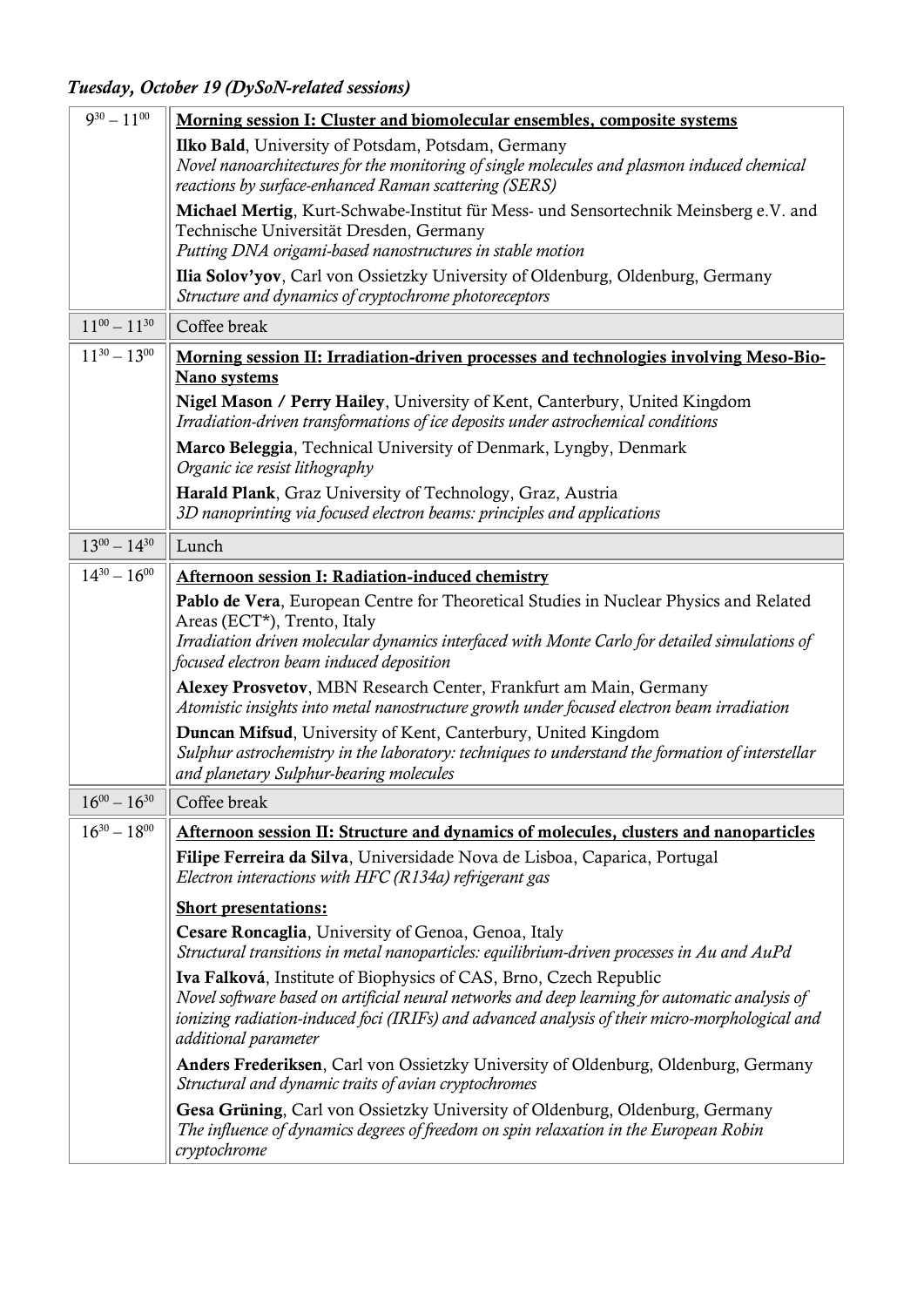*Tuesday, October 19 (DySoN-related sessions)*

| Time | Session |
| --- | --- |
| $9^{30} - 11^{00}$ | **Morning session I: Cluster and biomolecular ensembles, composite systems**<br>**Ilko Bald**, University of Potsdam, Potsdam, Germany<br>*Novel nanoarchitectures for the monitoring of single molecules and plasmon induced chemical reactions by surface-enhanced Raman scattering (SERS)*<br>**Michael Mertig**, Kurt-Schwabe-Institut für Mess- und Sensortechnik Meinsberg e.V. and Technische Universität Dresden, Germany<br>*Putting DNA origami-based nanostructures in stable motion*<br>**Ilia Solov'yov**, Carl von Ossietzky University of Oldenburg, Oldenburg, Germany<br>*Structure and dynamics of cryptochrome photoreceptors* |
| $11^{00} - 11^{30}$ | Coffee break |
| $11^{30} - 13^{00}$ | **Morning session II: Irradiation-driven processes and technologies involving Meso-Bio-Nano systems**<br>**Nigel Mason / Perry Hailey**, University of Kent, Canterbury, United Kingdom<br>*Irradiation-driven transformations of ice deposits under astrochemical conditions*<br>**Marco Beleggia**, Technical University of Denmark, Lyngby, Denmark<br>*Organic ice resist lithography*<br>**Harald Plank**, Graz University of Technology, Graz, Austria<br>*3D nanoprinting via focused electron beams: principles and applications* |
| $13^{00} - 14^{30}$ | Lunch |
| $14^{30} - 16^{00}$ | **Afternoon session I: Radiation-induced chemistry**<br>**Pablo de Vera**, European Centre for Theoretical Studies in Nuclear Physics and Related Areas (ECT*), Trento, Italy<br>*Irradiation driven molecular dynamics interfaced with Monte Carlo for detailed simulations of focused electron beam induced deposition*<br>**Alexey Prosvetov**, MBN Research Center, Frankfurt am Main, Germany<br>*Atomistic insights into metal nanostructure growth under focused electron beam irradiation*<br>**Duncan Mifsud**, University of Kent, Canterbury, United Kingdom<br>*Sulphur astrochemistry in the laboratory: techniques to understand the formation of interstellar and planetary Sulphur-bearing molecules* |
| $16^{00} - 16^{30}$ | Coffee break |
| $16^{30} - 18^{00}$ | **Afternoon session II: Structure and dynamics of molecules, clusters and nanoparticles**<br>**Filipe Ferreira da Silva**, Universidade Nova de Lisboa, Caparica, Portugal<br>*Electron interactions with HFC (R134a) refrigerant gas*<br>**Short presentations:**<br>**Cesare Roncaglia**, University of Genoa, Genoa, Italy<br>*Structural transitions in metal nanoparticles: equilibrium-driven processes in Au and AuPd*<br>**Iva Falková**, Institute of Biophysics of CAS, Brno, Czech Republic<br>*Novel software based on artificial neural networks and deep learning for automatic analysis of ionizing radiation-induced foci (IRIFs) and advanced analysis of their micro-morphological and additional parameter*<br>**Anders Frederiksen**, Carl von Ossietzky University of Oldenburg, Oldenburg, Germany<br>*Structural and dynamic traits of avian cryptochromes*<br>**Gesa Grüning**, Carl von Ossietzky University of Oldenburg, Oldenburg, Germany<br>*The influence of dynamics degrees of freedom on spin relaxation in the European Robin cryptochrome* |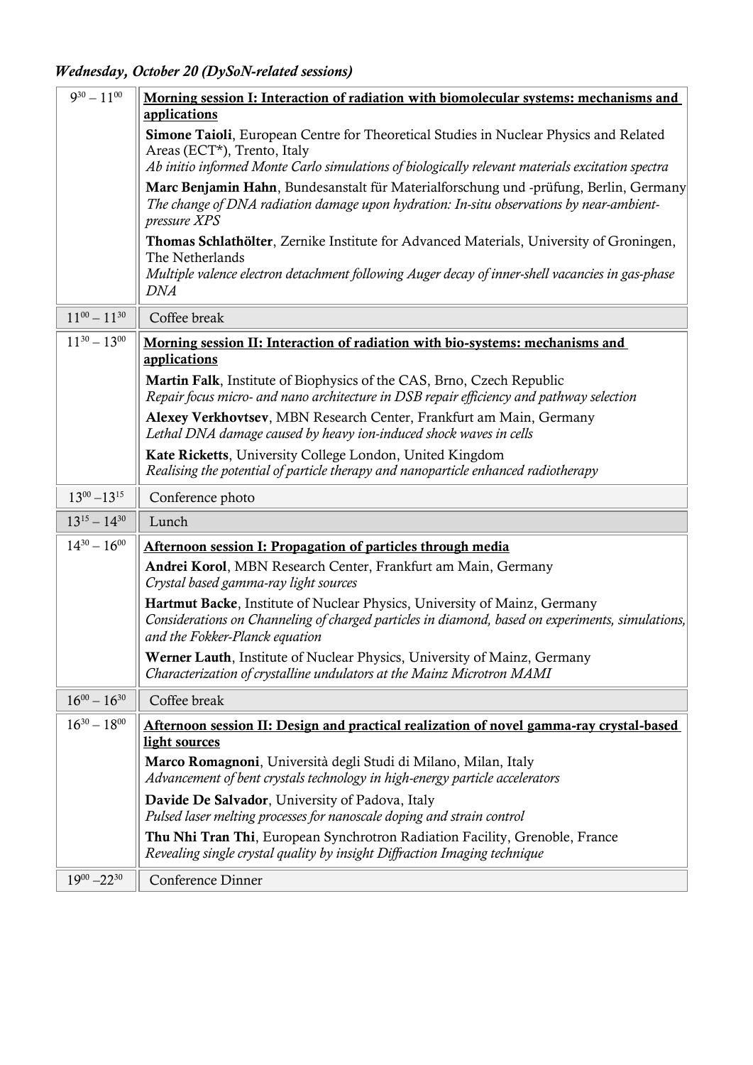### *Wednesday, October 20 (DySoN-related sessions)*

| | |
|---|---|
| $9^{30} – 11^{00}$ | **Morning session I: Interaction of radiation with biomolecular systems: mechanisms and applications**<br><br>**Simone Taioli**, European Centre for Theoretical Studies in Nuclear Physics and Related Areas (ECT*), Trento, Italy<br>*Ab initio informed Monte Carlo simulations of biologically relevant materials excitation spectra*<br><br>**Marc Benjamin Hahn**, Bundesanstalt für Materialforschung und -prüfung, Berlin, Germany<br>*The change of DNA radiation damage upon hydration: In-situ observations by near-ambient-pressure XPS*<br><br>**Thomas Schlathölter**, Zernike Institute for Advanced Materials, University of Groningen, The Netherlands<br>*Multiple valence electron detachment following Auger decay of inner-shell vacancies in gas-phase DNA* |
| $11^{00} – 11^{30}$ | Coffee break |
| $11^{30} – 13^{00}$ | **Morning session II: Interaction of radiation with bio-systems: mechanisms and applications**<br><br>**Martin Falk**, Institute of Biophysics of the CAS, Brno, Czech Republic<br>*Repair focus micro- and nano architecture in DSB repair efficiency and pathway selection*<br><br>**Alexey Verkhovtsev**, MBN Research Center, Frankfurt am Main, Germany<br>*Lethal DNA damage caused by heavy ion-induced shock waves in cells*<br><br>**Kate Ricketts**, University College London, United Kingdom<br>*Realising the potential of particle therapy and nanoparticle enhanced radiotherapy* |
| $13^{00} – 13^{15}$ | Conference photo |
| $13^{15} – 14^{30}$ | Lunch |
| $14^{30} – 16^{00}$ | **Afternoon session I: Propagation of particles through media**<br><br>**Andrei Korol**, MBN Research Center, Frankfurt am Main, Germany<br>*Crystal based gamma-ray light sources*<br><br>**Hartmut Backe**, Institute of Nuclear Physics, University of Mainz, Germany<br>*Considerations on Channeling of charged particles in diamond, based on experiments, simulations, and the Fokker-Planck equation*<br><br>**Werner Lauth**, Institute of Nuclear Physics, University of Mainz, Germany<br>*Characterization of crystalline undulators at the Mainz Microtron MAMI* |
| $16^{00} – 16^{30}$ | Coffee break |
| $16^{30} – 18^{00}$ | **Afternoon session II: Design and practical realization of novel gamma-ray crystal-based light sources**<br><br>**Marco Romagnoni**, Università degli Studi di Milano, Milan, Italy<br>*Advancement of bent crystals technology in high-energy particle accelerators*<br><br>**Davide De Salvador**, University of Padova, Italy<br>*Pulsed laser melting processes for nanoscale doping and strain control*<br><br>**Thu Nhi Tran Thi**, European Synchrotron Radiation Facility, Grenoble, France<br>*Revealing single crystal quality by insight Diffraction Imaging technique* |
| $19^{00} – 22^{30}$ | Conference Dinner |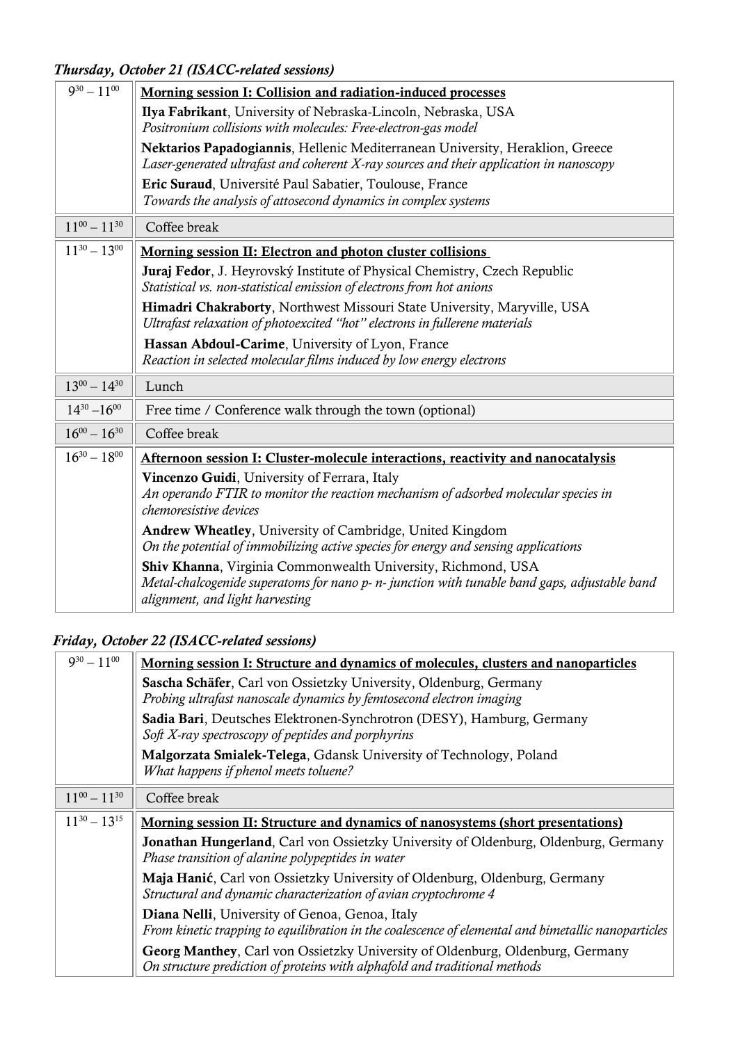### *Thursday, October 21 (ISACC-related sessions)*

| | |
|---|---|
| $9^{30} – 11^{00}$ | <u>**Morning session I: Collision and radiation-induced processes**</u><br>**Ilya Fabrikant**, University of Nebraska-Lincoln, Nebraska, USA<br>*Positronium collisions with molecules: Free-electron-gas model*<br>**Nektarios Papadogiannis**, Hellenic Mediterranean University, Heraklion, Greece<br>*Laser-generated ultrafast and coherent X-ray sources and their application in nanoscopy*<br>**Eric Suraud**, Université Paul Sabatier, Toulouse, France<br>*Towards the analysis of attosecond dynamics in complex systems* |
| $11^{00} – 11^{30}$ | Coffee break |
| $11^{30} – 13^{00}$ | <u>**Morning session II: Electron and photon cluster collisions**</u><br>**Juraj Fedor**, J. Heyrovský Institute of Physical Chemistry, Czech Republic<br>*Statistical vs. non-statistical emission of electrons from hot anions*<br>**Himadri Chakraborty**, Northwest Missouri State University, Maryville, USA<br>*Ultrafast relaxation of photoexcited "hot" electrons in fullerene materials*<br>**Hassan Abdoul-Carime**, University of Lyon, France<br>*Reaction in selected molecular films induced by low energy electrons* |
| $13^{00} – 14^{30}$ | Lunch |
| $14^{30} – 16^{00}$ | Free time / Conference walk through the town (optional) |
| $16^{00} – 16^{30}$ | Coffee break |
| $16^{30} – 18^{00}$ | <u>**Afternoon session I: Cluster-molecule interactions, reactivity and nanocatalysis**</u><br>**Vincenzo Guidi**, University of Ferrara, Italy<br>*An operando FTIR to monitor the reaction mechanism of adsorbed molecular species in chemoresistive devices*<br>**Andrew Wheatley**, University of Cambridge, United Kingdom<br>*On the potential of immobilizing active species for energy and sensing applications*<br>**Shiv Khanna**, Virginia Commonwealth University, Richmond, USA<br>*Metal-chalcogenide superatoms for nano p- n- junction with tunable band gaps, adjustable band alignment, and light harvesting* |

### *Friday, October 22 (ISACC-related sessions)*

| | |
|---|---|
| $9^{30} – 11^{00}$ | <u>**Morning session I: Structure and dynamics of molecules, clusters and nanoparticles**</u><br>**Sascha Schäfer**, Carl von Ossietzky University, Oldenburg, Germany<br>*Probing ultrafast nanoscale dynamics by femtosecond electron imaging*<br>**Sadia Bari**, Deutsches Elektronen-Synchrotron (DESY), Hamburg, Germany<br>*Soft X-ray spectroscopy of peptides and porphyrins*<br>**Malgorzata Smialek-Telega**, Gdansk University of Technology, Poland<br>*What happens if phenol meets toluene?* |
| $11^{00} – 11^{30}$ | Coffee break |
| $11^{30} – 13^{15}$ | <u>**Morning session II: Structure and dynamics of nanosystems (short presentations)**</u><br>**Jonathan Hungerland**, Carl von Ossietzky University of Oldenburg, Oldenburg, Germany<br>*Phase transition of alanine polypeptides in water*<br>**Maja Hanić**, Carl von Ossietzky University of Oldenburg, Oldenburg, Germany<br>*Structural and dynamic characterization of avian cryptochrome 4*<br>**Diana Nelli**, University of Genoa, Genoa, Italy<br>*From kinetic trapping to equilibration in the coalescence of elemental and bimetallic nanoparticles*<br>**Georg Manthey**, Carl von Ossietzky University of Oldenburg, Oldenburg, Germany<br>*On structure prediction of proteins with alphafold and traditional methods* |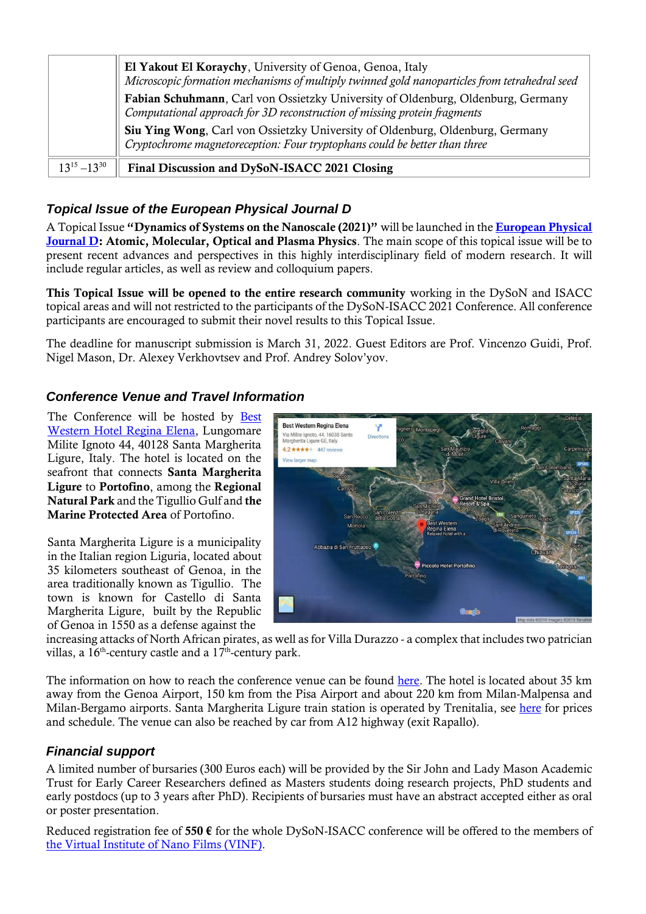| | |
|---|---|
| | **El Yakout El Koraychy**, University of Genoa, Genoa, Italy<br>*Microscopic formation mechanisms of multiply twinned gold nanoparticles from tetrahedral seed*<br>**Fabian Schuhmann**, Carl von Ossietzky University of Oldenburg, Oldenburg, Germany<br>*Computational approach for 3D reconstruction of missing protein fragments*<br>**Siu Ying Wong**, Carl von Ossietzky University of Oldenburg, Oldenburg, Germany<br>*Cryptochrome magnetoreception: Four tryptophans could be better than three* |
| $13^{15}$ – $13^{30}$ | **Final Discussion and DySoN-ISACC 2021 Closing** |

## *Topical Issue of the European Physical Journal D*

A Topical Issue **"Dynamics of Systems on the Nanoscale (2021)"** will be launched in the **European Physical Journal D: Atomic, Molecular, Optical and Plasma Physics**. The main scope of this topical issue will be to present recent advances and perspectives in this highly interdisciplinary field of modern research. It will include regular articles, as well as review and colloquium papers.

**This Topical Issue will be opened to the entire research community** working in the DySoN and ISACC topical areas and will not restricted to the participants of the DySoN-ISACC 2021 Conference. All conference participants are encouraged to submit their novel results to this Topical Issue.

The deadline for manuscript submission is March 31, 2022. Guest Editors are Prof. Vincenzo Guidi, Prof. Nigel Mason, Dr. Alexey Verkhovtsev and Prof. Andrey Solov'yov.

## *Conference Venue and Travel Information*

The Conference will be hosted by Best Western Hotel Regina Elena, Lungomare Milite Ignoto 44, 40128 Santa Margherita Ligure, Italy. The hotel is located on the seafront that connects **Santa Margherita Ligure** to **Portofino**, among the **Regional Natural Park** and the Tigullio Gulf and **the Marine Protected Area** of Portofino.

Santa Margherita Ligure is a municipality in the Italian region Liguria, located about 35 kilometers southeast of Genoa, in the area traditionally known as Tigullio. The town is known for Castello di Santa Margherita Ligure, built by the Republic of Genoa in 1550 as a defense against the increasing attacks of North African pirates, as well as for Villa Durazzo - a complex that includes two patrician villas, a 16th-century castle and a 17th-century park.

The information on how to reach the conference venue can be found here. The hotel is located about 35 km away from the Genoa Airport, 150 km from the Pisa Airport and about 220 km from Milan-Malpensa and Milan-Bergamo airports. Santa Margherita Ligure train station is operated by Trenitalia, see here for prices and schedule. The venue can also be reached by car from A12 highway (exit Rapallo).

## *Financial support*

A limited number of bursaries (300 Euros each) will be provided by the Sir John and Lady Mason Academic Trust for Early Career Researchers defined as Masters students doing research projects, PhD students and early postdocs (up to 3 years after PhD). Recipients of bursaries must have an abstract accepted either as oral or poster presentation.

Reduced registration fee of **550 €** for the whole DySoN-ISACC conference will be offered to the members of the Virtual Institute of Nano Films (VINF).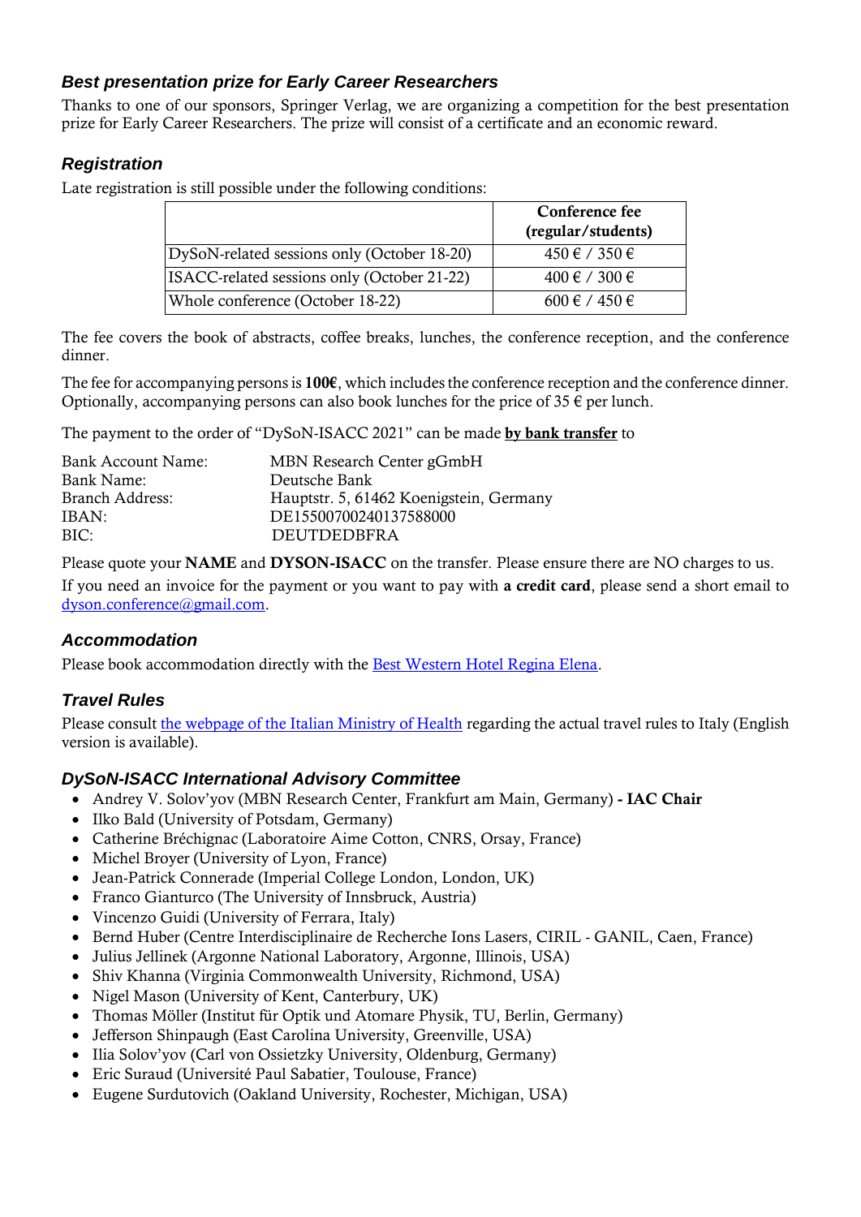### *Best presentation prize for Early Career Researchers*

Thanks to one of our sponsors, Springer Verlag, we are organizing a competition for the best presentation prize for Early Career Researchers. The prize will consist of a certificate and an economic reward.

### *Registration*

Late registration is still possible under the following conditions:

| | **Conference fee (regular/students)** |
|---|---|
| DySoN-related sessions only (October 18-20) | 450 € / 350 € |
| ISACC-related sessions only (October 21-22) | 400 € / 300 € |
| Whole conference (October 18-22) | 600 € / 450 € |

The fee covers the book of abstracts, coffee breaks, lunches, the conference reception, and the conference dinner.

The fee for accompanying persons is **100€**, which includes the conference reception and the conference dinner. Optionally, accompanying persons can also book lunches for the price of 35 € per lunch.

The payment to the order of "DySoN-ISACC 2021" can be made **by bank transfer** to

Bank Account Name: MBN Research Center gGmbH
Bank Name: Deutsche Bank
Branch Address: Hauptstr. 5, 61462 Koenigstein, Germany
IBAN: DE15500700240137588000
BIC: DEUTDEDBFRA

Please quote your **NAME** and **DYSON-ISACC** on the transfer. Please ensure there are NO charges to us.

If you need an invoice for the payment or you want to pay with **a credit card**, please send a short email to dyson.conference@gmail.com.

### *Accommodation*

Please book accommodation directly with the Best Western Hotel Regina Elena.

### *Travel Rules*

Please consult the webpage of the Italian Ministry of Health regarding the actual travel rules to Italy (English version is available).

### *DySoN-ISACC International Advisory Committee*

- Andrey V. Solov'yov (MBN Research Center, Frankfurt am Main, Germany) **- IAC Chair**
- Ilko Bald (University of Potsdam, Germany)
- Catherine Bréchignac (Laboratoire Aime Cotton, CNRS, Orsay, France)
- Michel Broyer (University of Lyon, France)
- Jean-Patrick Connerade (Imperial College London, London, UK)
- Franco Gianturco (The University of Innsbruck, Austria)
- Vincenzo Guidi (University of Ferrara, Italy)
- Bernd Huber (Centre Interdisciplinaire de Recherche Ions Lasers, CIRIL - GANIL, Caen, France)
- Julius Jellinek (Argonne National Laboratory, Argonne, Illinois, USA)
- Shiv Khanna (Virginia Commonwealth University, Richmond, USA)
- Nigel Mason (University of Kent, Canterbury, UK)
- Thomas Möller (Institut für Optik und Atomare Physik, TU, Berlin, Germany)
- Jefferson Shinpaugh (East Carolina University, Greenville, USA)
- Ilia Solov'yov (Carl von Ossietzky University, Oldenburg, Germany)
- Eric Suraud (Université Paul Sabatier, Toulouse, France)
- Eugene Surdutovich (Oakland University, Rochester, Michigan, USA)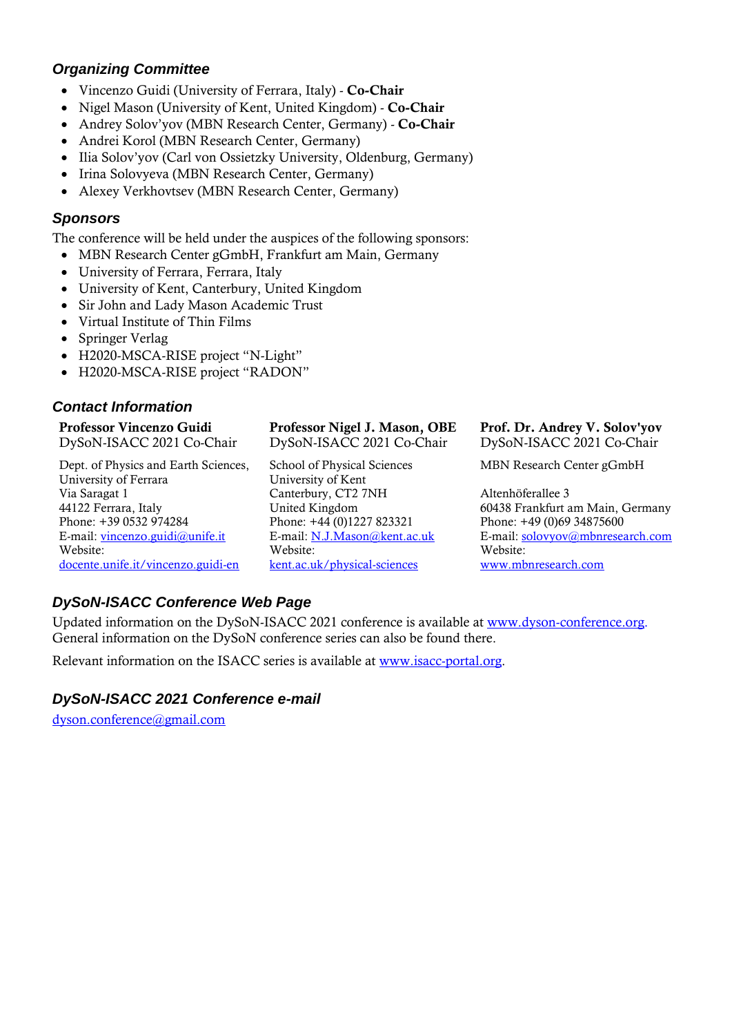### *Organizing Committee*

- Vincenzo Guidi (University of Ferrara, Italy) - **Co-Chair**
- Nigel Mason (University of Kent, United Kingdom) - **Co-Chair**
- Andrey Solov'yov (MBN Research Center, Germany) - **Co-Chair**
- Andrei Korol (MBN Research Center, Germany)
- Ilia Solov'yov (Carl von Ossietzky University, Oldenburg, Germany)
- Irina Solovyeva (MBN Research Center, Germany)
- Alexey Verkhovtsev (MBN Research Center, Germany)

### *Sponsors*

The conference will be held under the auspices of the following sponsors:

- MBN Research Center gGmbH, Frankfurt am Main, Germany
- University of Ferrara, Ferrara, Italy
- University of Kent, Canterbury, United Kingdom
- Sir John and Lady Mason Academic Trust
- Virtual Institute of Thin Films
- Springer Verlag
- H2020-MSCA-RISE project "N-Light"
- H2020-MSCA-RISE project "RADON"

### *Contact Information*

**Professor Vincenzo Guidi**
DySoN-ISACC 2021 Co-Chair

Dept. of Physics and Earth Sciences,
University of Ferrara
Via Saragat 1
44122 Ferrara, Italy
Phone: +39 0532 974284
E-mail: vincenzo.guidi@unife.it
Website:
docente.unife.it/vincenzo.guidi-en

**Professor Nigel J. Mason, OBE**
DySoN-ISACC 2021 Co-Chair

School of Physical Sciences
University of Kent
Canterbury, CT2 7NH
United Kingdom
Phone: +44 (0)1227 823321
E-mail: N.J.Mason@kent.ac.uk
Website:
kent.ac.uk/physical-sciences

**Prof. Dr. Andrey V. Solov'yov**
DySoN-ISACC 2021 Co-Chair

MBN Research Center gGmbH

Altenhöferallee 3
60438 Frankfurt am Main, Germany
Phone: +49 (0)69 34875600
E-mail: solovyov@mbnresearch.com
Website:
www.mbnresearch.com

### *DySoN-ISACC Conference Web Page*

Updated information on the DySoN-ISACC 2021 conference is available at www.dyson-conference.org. General information on the DySoN conference series can also be found there.

Relevant information on the ISACC series is available at www.isacc-portal.org.

### *DySoN-ISACC 2021 Conference e-mail*

dyson.conference@gmail.com